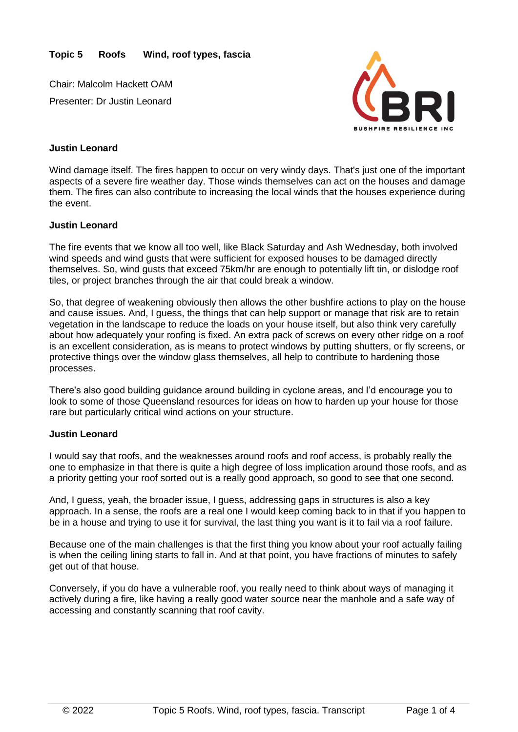**Topic 5 Roofs Wind, roof types, fascia**

Chair: Malcolm Hackett OAM

Presenter: Dr Justin Leonard

**Justin Leonard**

Wind damage itself. The fires happen to occur on very windy days. That's just one of the important aspects of a severe fire weather day. Those winds themselves can act on the houses and damage them. The fires can also contribute to increasing the local winds that the houses experience during the event.

**Justin Leonard**

The fire events that we know all too well, like Black Saturday and Ash Wednesday, both involved wind speeds and wind gusts that were sufficient for exposed houses to be damaged directly themselves. So, wind gusts that exceed 75km/hr are enough to potentially lift tin, or dislodge roof tiles, or project branches through the air that could break a window.

So, that degree of weakening obviously then allows the other bushfire actions to play on the house and cause issues. And, I guess, the things that can help support or manage that risk are to retain vegetation in the landscape to reduce the loads on your house itself, but also think very carefully about how adequately your roofing is fixed. An extra pack of screws on every other ridge on a roof is an excellent consideration, as is means to protect windows by putting shutters, or fly screens, or protective things over the window glass themselves, all help to contribute to hardening those processes.

There's also good building guidance around building in cyclone areas, and I'd encourage you to look to some of those Queensland resources for ideas on how to harden up your house for those rare but particularly critical wind actions on your structure.

**Justin Leonard**

I would say that roofs, and the weaknesses around roofs and roof access, is probably really the one to emphasize in that there is quite a high degree of loss implication around those roofs, and as a priority getting your roof sorted out is a really good approach, so good to see that one second.

And, I guess, yeah, the broader issue, I guess, addressing gaps in structures is also a key approach. In a sense, the roofs are a real one I would keep coming back to in that if you happen to be in a house and trying to use it for survival, the last thing you want is it to fail via a roof failure.

Because one of the main challenges is that the first thing you know about your roof actually failing is when the ceiling lining starts to fall in. And at that point, you have fractions of minutes to safely get out of that house.

Conversely, if you do have a vulnerable roof, you really need to think about ways of managing it actively during a fire, like having a really good water source near the manhole and a safe way of accessing and constantly scanning that roof cavity.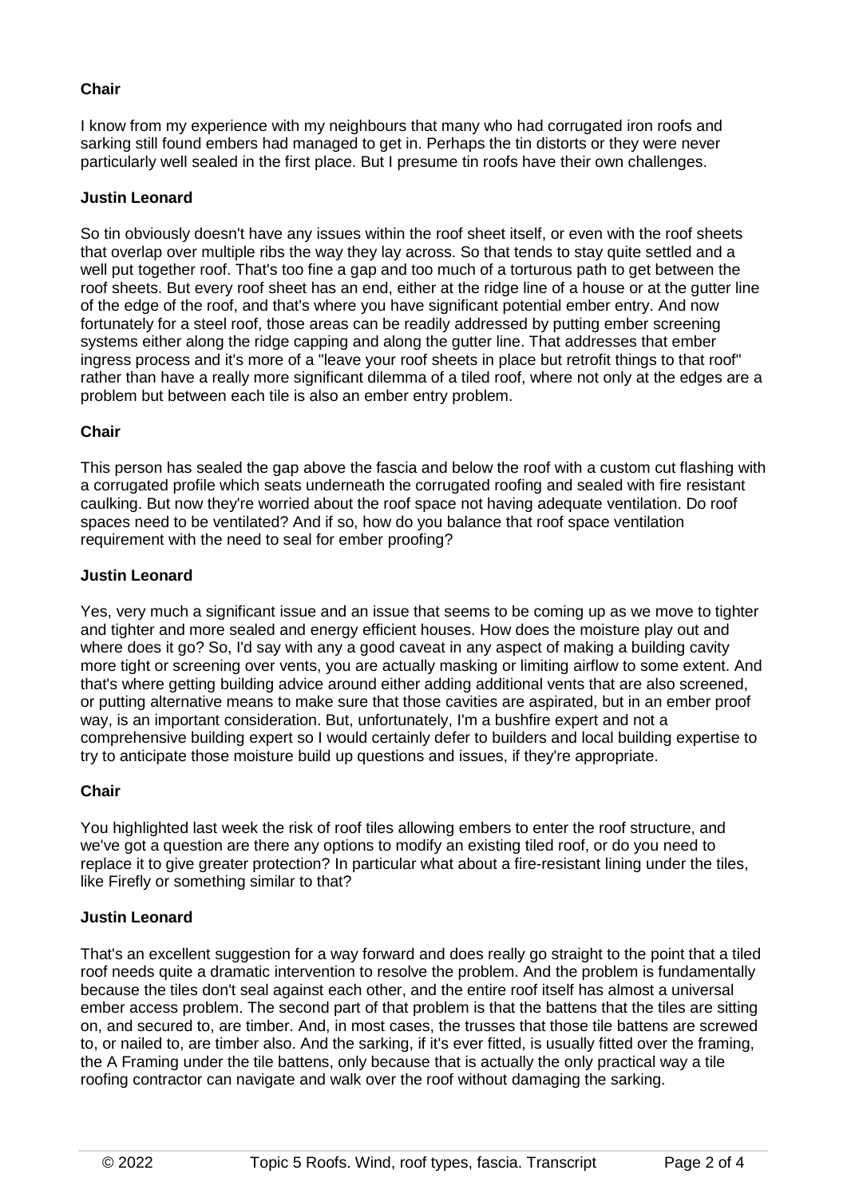**Chair**

I know from my experience with my neighbours that many who had corrugated iron roofs and sarking still found embers had managed to get in. Perhaps the tin distorts or they were never particularly well sealed in the first place. But I presume tin roofs have their own challenges.

**Justin Leonard**

So tin obviously doesn't have any issues within the roof sheet itself, or even with the roof sheets that overlap over multiple ribs the way they lay across. So that tends to stay quite settled and a well put together roof. That's too fine a gap and too much of a torturous path to get between the roof sheets. But every roof sheet has an end, either at the ridge line of a house or at the gutter line of the edge of the roof, and that's where you have significant potential ember entry. And now fortunately for a steel roof, those areas can be readily addressed by putting ember screening systems either along the ridge capping and along the gutter line. That addresses that ember ingress process and it's more of a "leave your roof sheets in place but retrofit things to that roof" rather than have a really more significant dilemma of a tiled roof, where not only at the edges are a problem but between each tile is also an ember entry problem.

**Chair**

This person has sealed the gap above the fascia and below the roof with a custom cut flashing with a corrugated profile which seats underneath the corrugated roofing and sealed with fire resistant caulking. But now they're worried about the roof space not having adequate ventilation. Do roof spaces need to be ventilated? And if so, how do you balance that roof space ventilation requirement with the need to seal for ember proofing?

**Justin Leonard**

Yes, very much a significant issue and an issue that seems to be coming up as we move to tighter and tighter and more sealed and energy efficient houses. How does the moisture play out and where does it go? So, I'd say with any a good caveat in any aspect of making a building cavity more tight or screening over vents, you are actually masking or limiting airflow to some extent. And that's where getting building advice around either adding additional vents that are also screened, or putting alternative means to make sure that those cavities are aspirated, but in an ember proof way, is an important consideration. But, unfortunately, I'm a bushfire expert and not a comprehensive building expert so I would certainly defer to builders and local building expertise to try to anticipate those moisture build up questions and issues, if they're appropriate.

**Chair**

You highlighted last week the risk of roof tiles allowing embers to enter the roof structure, and we've got a question are there any options to modify an existing tiled roof, or do you need to replace it to give greater protection? In particular what about a fire-resistant lining under the tiles, like Firefly or something similar to that?

**Justin Leonard**

That's an excellent suggestion for a way forward and does really go straight to the point that a tiled roof needs quite a dramatic intervention to resolve the problem. And the problem is fundamentally because the tiles don't seal against each other, and the entire roof itself has almost a universal ember access problem. The second part of that problem is that the battens that the tiles are sitting on, and secured to, are timber. And, in most cases, the trusses that those tile battens are screwed to, or nailed to, are timber also. And the sarking, if it's ever fitted, is usually fitted over the framing, the A Framing under the tile battens, only because that is actually the only practical way a tile roofing contractor can navigate and walk over the roof without damaging the sarking.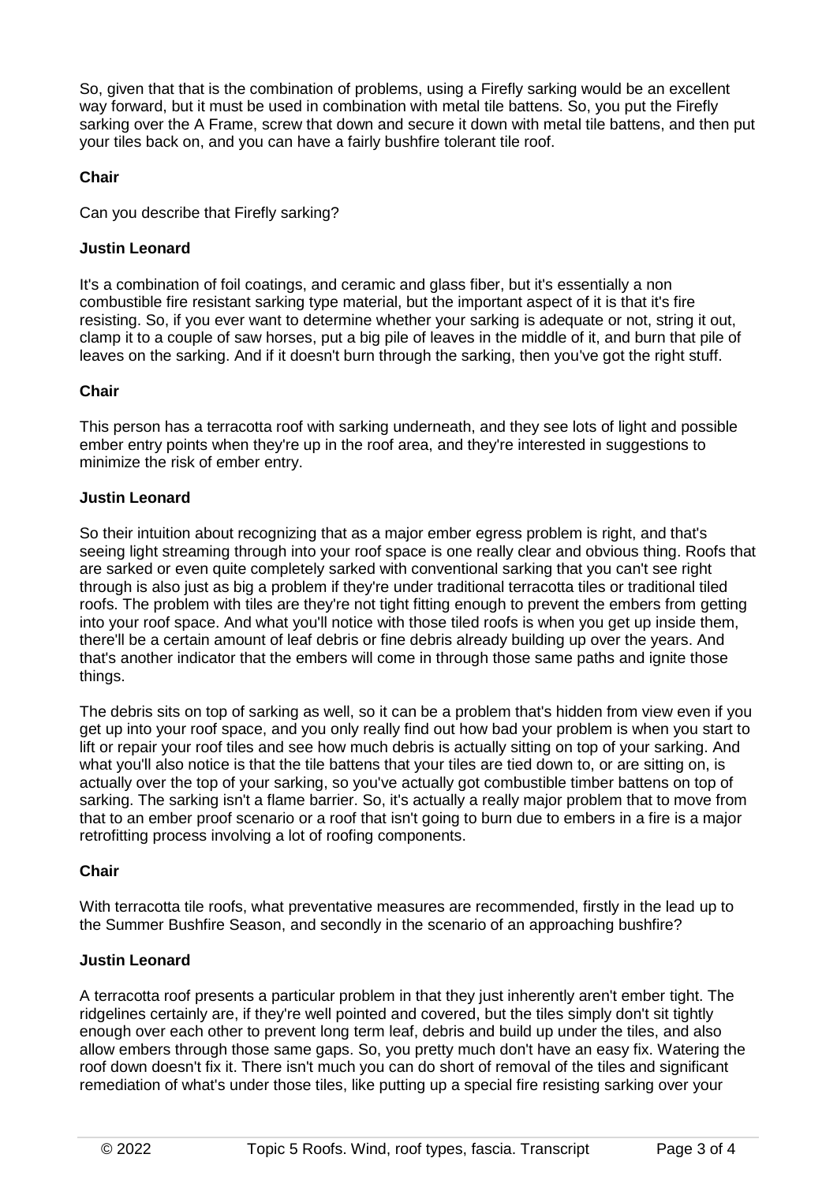So, given that that is the combination of problems, using a Firefly sarking would be an excellent way forward, but it must be used in combination with metal tile battens. So, you put the Firefly sarking over the A Frame, screw that down and secure it down with metal tile battens, and then put your tiles back on, and you can have a fairly bushfire tolerant tile roof.

**Chair**

Can you describe that Firefly sarking?

**Justin Leonard**

It's a combination of foil coatings, and ceramic and glass fiber, but it's essentially a non combustible fire resistant sarking type material, but the important aspect of it is that it's fire resisting. So, if you ever want to determine whether your sarking is adequate or not, string it out, clamp it to a couple of saw horses, put a big pile of leaves in the middle of it, and burn that pile of leaves on the sarking. And if it doesn't burn through the sarking, then you've got the right stuff.

**Chair**

This person has a terracotta roof with sarking underneath, and they see lots of light and possible ember entry points when they're up in the roof area, and they're interested in suggestions to minimize the risk of ember entry.

**Justin Leonard**

So their intuition about recognizing that as a major ember egress problem is right, and that's seeing light streaming through into your roof space is one really clear and obvious thing. Roofs that are sarked or even quite completely sarked with conventional sarking that you can't see right through is also just as big a problem if they're under traditional terracotta tiles or traditional tiled roofs. The problem with tiles are they're not tight fitting enough to prevent the embers from getting into your roof space. And what you'll notice with those tiled roofs is when you get up inside them, there'll be a certain amount of leaf debris or fine debris already building up over the years. And that's another indicator that the embers will come in through those same paths and ignite those things.

The debris sits on top of sarking as well, so it can be a problem that's hidden from view even if you get up into your roof space, and you only really find out how bad your problem is when you start to lift or repair your roof tiles and see how much debris is actually sitting on top of your sarking. And what you'll also notice is that the tile battens that your tiles are tied down to, or are sitting on, is actually over the top of your sarking, so you've actually got combustible timber battens on top of sarking. The sarking isn't a flame barrier. So, it's actually a really major problem that to move from that to an ember proof scenario or a roof that isn't going to burn due to embers in a fire is a major retrofitting process involving a lot of roofing components.

**Chair**

With terracotta tile roofs, what preventative measures are recommended, firstly in the lead up to the Summer Bushfire Season, and secondly in the scenario of an approaching bushfire?

**Justin Leonard**

A terracotta roof presents a particular problem in that they just inherently aren't ember tight. The ridgelines certainly are, if they're well pointed and covered, but the tiles simply don't sit tightly enough over each other to prevent long term leaf, debris and build up under the tiles, and also allow embers through those same gaps. So, you pretty much don't have an easy fix. Watering the roof down doesn't fix it. There isn't much you can do short of removal of the tiles and significant remediation of what's under those tiles, like putting up a special fire resisting sarking over your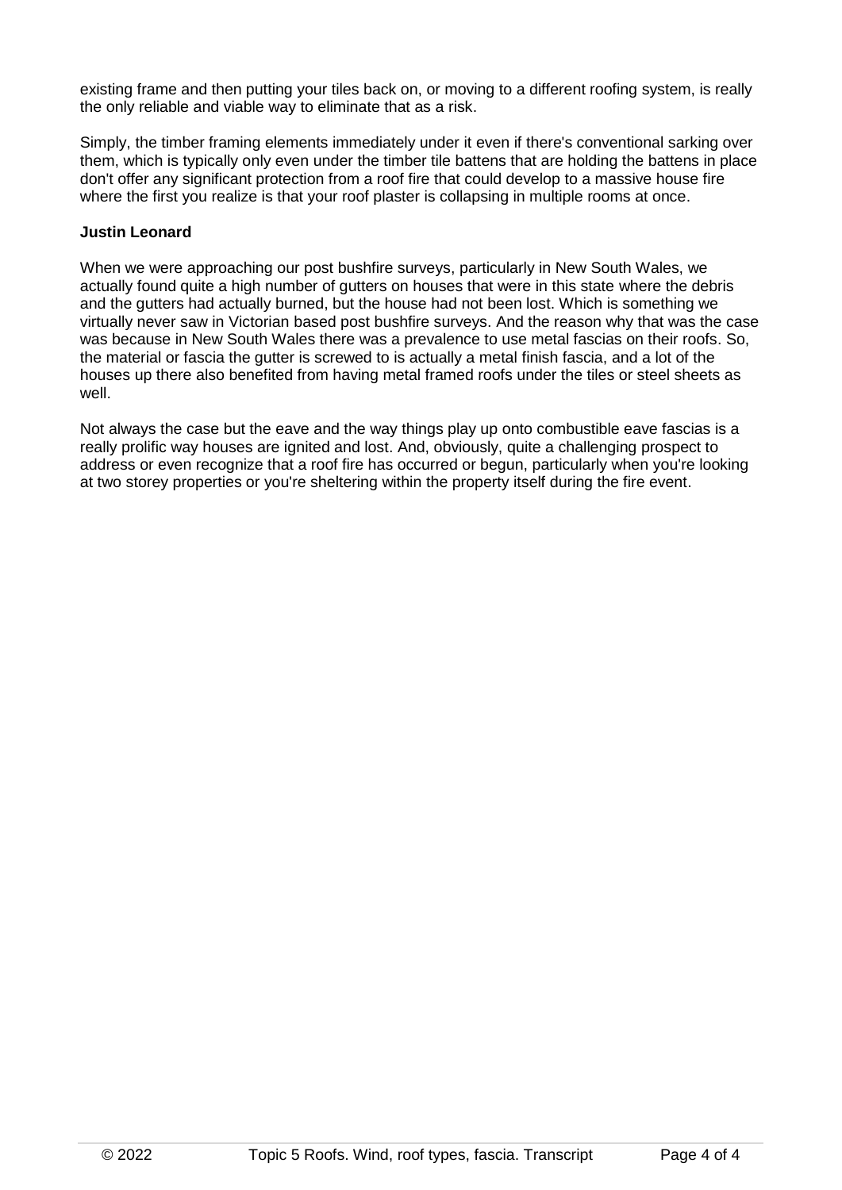existing frame and then putting your tiles back on, or moving to a different roofing system, is really the only reliable and viable way to eliminate that as a risk.

Simply, the timber framing elements immediately under it even if there's conventional sarking over them, which is typically only even under the timber tile battens that are holding the battens in place don't offer any significant protection from a roof fire that could develop to a massive house fire where the first you realize is that your roof plaster is collapsing in multiple rooms at once.

**Justin Leonard**

When we were approaching our post bushfire surveys, particularly in New South Wales, we actually found quite a high number of gutters on houses that were in this state where the debris and the gutters had actually burned, but the house had not been lost. Which is something we virtually never saw in Victorian based post bushfire surveys. And the reason why that was the case was because in New South Wales there was a prevalence to use metal fascias on their roofs. So, the material or fascia the gutter is screwed to is actually a metal finish fascia, and a lot of the houses up there also benefited from having metal framed roofs under the tiles or steel sheets as well.

Not always the case but the eave and the way things play up onto combustible eave fascias is a really prolific way houses are ignited and lost. And, obviously, quite a challenging prospect to address or even recognize that a roof fire has occurred or begun, particularly when you're looking at two storey properties or you're sheltering within the property itself during the fire event.